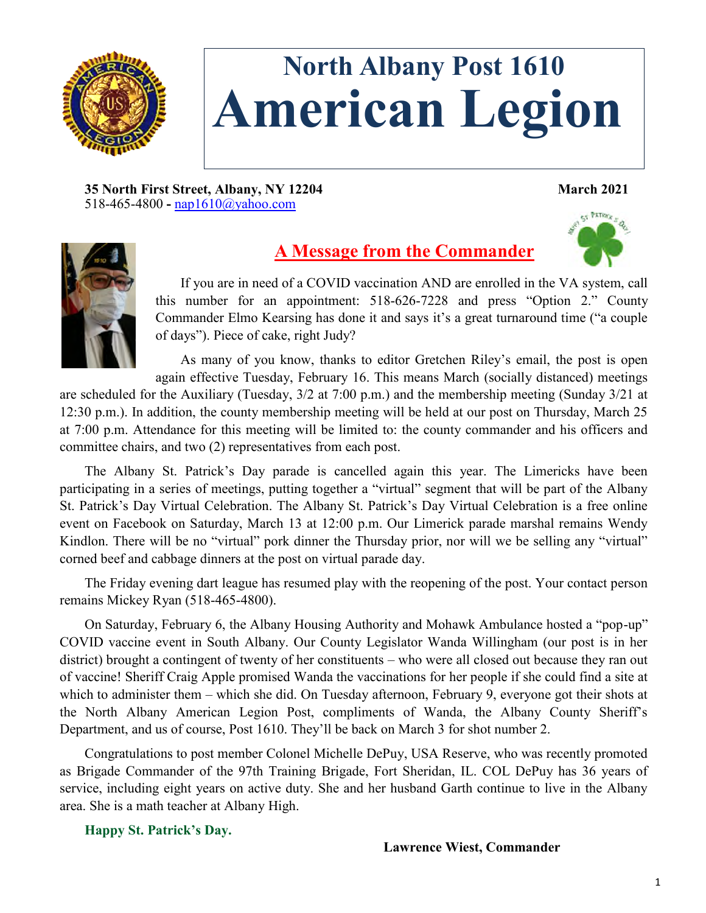# North Albany Post 1610
# American Legion

**35 North First Street, Albany, NY 12204** **March 2021**
518-465-4800 - nap1610@yahoo.com

## A Message from the Commander

If you are in need of a COVID vaccination AND are enrolled in the VA system, call this number for an appointment: 518-626-7228 and press "Option 2." County Commander Elmo Kearsing has done it and says it's a great turnaround time ("a couple of days"). Piece of cake, right Judy?

As many of you know, thanks to editor Gretchen Riley's email, the post is open again effective Tuesday, February 16. This means March (socially distanced) meetings are scheduled for the Auxiliary (Tuesday, 3/2 at 7:00 p.m.) and the membership meeting (Sunday 3/21 at 12:30 p.m.). In addition, the county membership meeting will be held at our post on Thursday, March 25 at 7:00 p.m. Attendance for this meeting will be limited to: the county commander and his officers and committee chairs, and two (2) representatives from each post.

The Albany St. Patrick's Day parade is cancelled again this year. The Limericks have been participating in a series of meetings, putting together a "virtual" segment that will be part of the Albany St. Patrick's Day Virtual Celebration. The Albany St. Patrick's Day Virtual Celebration is a free online event on Facebook on Saturday, March 13 at 12:00 p.m. Our Limerick parade marshal remains Wendy Kindlon. There will be no "virtual" pork dinner the Thursday prior, nor will we be selling any "virtual" corned beef and cabbage dinners at the post on virtual parade day.

The Friday evening dart league has resumed play with the reopening of the post. Your contact person remains Mickey Ryan (518-465-4800).

On Saturday, February 6, the Albany Housing Authority and Mohawk Ambulance hosted a "pop-up" COVID vaccine event in South Albany. Our County Legislator Wanda Willingham (our post is in her district) brought a contingent of twenty of her constituents – who were all closed out because they ran out of vaccine! Sheriff Craig Apple promised Wanda the vaccinations for her people if she could find a site at which to administer them – which she did. On Tuesday afternoon, February 9, everyone got their shots at the North Albany American Legion Post, compliments of Wanda, the Albany County Sheriff's Department, and us of course, Post 1610. They'll be back on March 3 for shot number 2.

Congratulations to post member Colonel Michelle DePuy, USA Reserve, who was recently promoted as Brigade Commander of the 97th Training Brigade, Fort Sheridan, IL. COL DePuy has 36 years of service, including eight years on active duty. She and her husband Garth continue to live in the Albany area. She is a math teacher at Albany High.

**Happy St. Patrick's Day.**

**Lawrence Wiest, Commander**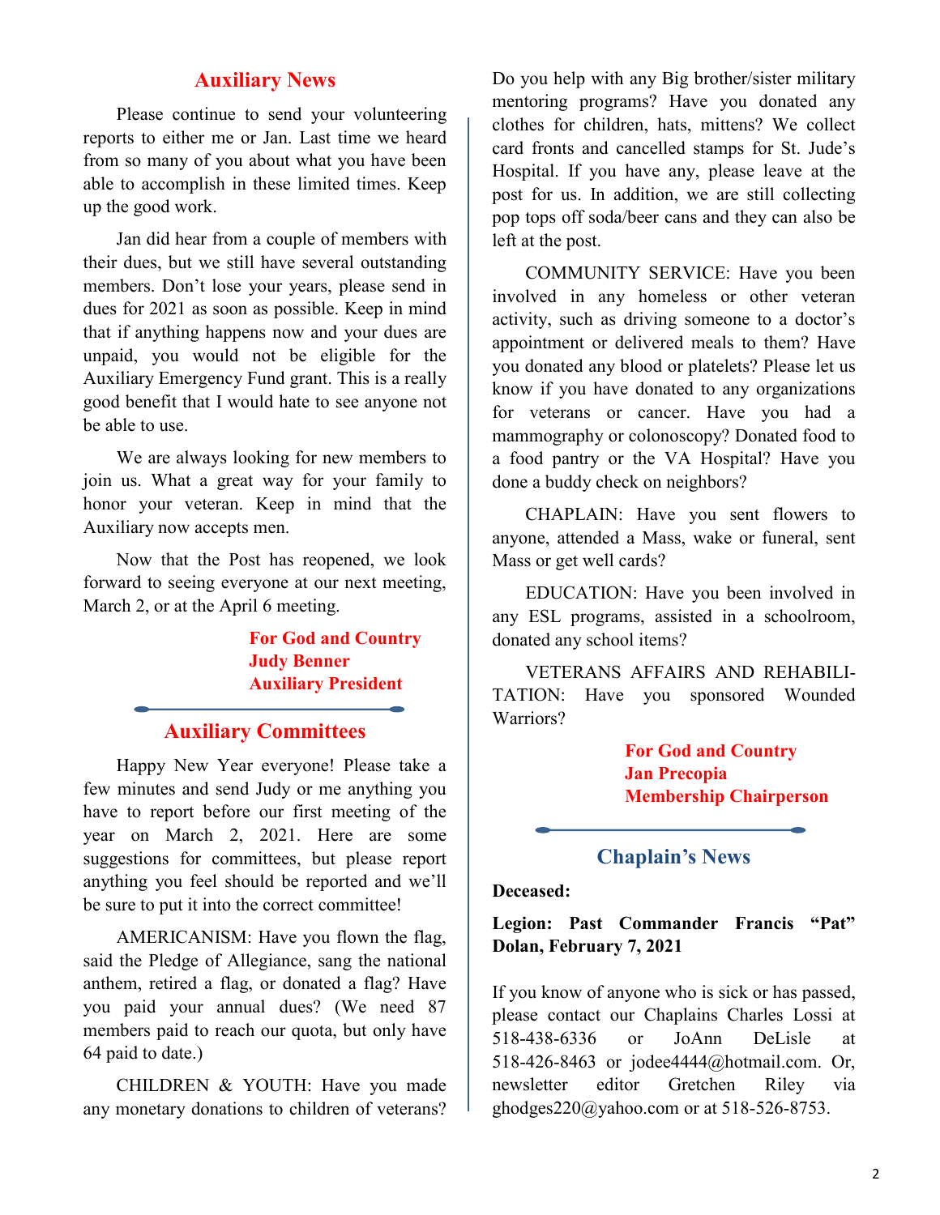## Auxiliary News

Please continue to send your volunteering reports to either me or Jan. Last time we heard from so many of you about what you have been able to accomplish in these limited times. Keep up the good work.

Jan did hear from a couple of members with their dues, but we still have several outstanding members. Don't lose your years, please send in dues for 2021 as soon as possible. Keep in mind that if anything happens now and your dues are unpaid, you would not be eligible for the Auxiliary Emergency Fund grant. This is a really good benefit that I would hate to see anyone not be able to use.

We are always looking for new members to join us. What a great way for your family to honor your veteran. Keep in mind that the Auxiliary now accepts men.

Now that the Post has reopened, we look forward to seeing everyone at our next meeting, March 2, or at the April 6 meeting.

**For God and Country**
**Judy Benner**
**Auxiliary President**

## Auxiliary Committees

Happy New Year everyone! Please take a few minutes and send Judy or me anything you have to report before our first meeting of the year on March 2, 2021. Here are some suggestions for committees, but please report anything you feel should be reported and we'll be sure to put it into the correct committee!

AMERICANISM: Have you flown the flag, said the Pledge of Allegiance, sang the national anthem, retired a flag, or donated a flag? Have you paid your annual dues? (We need 87 members paid to reach our quota, but only have 64 paid to date.)

CHILDREN & YOUTH: Have you made any monetary donations to children of veterans? Do you help with any Big brother/sister military mentoring programs? Have you donated any clothes for children, hats, mittens? We collect card fronts and cancelled stamps for St. Jude's Hospital. If you have any, please leave at the post for us. In addition, we are still collecting pop tops off soda/beer cans and they can also be left at the post.

COMMUNITY SERVICE: Have you been involved in any homeless or other veteran activity, such as driving someone to a doctor's appointment or delivered meals to them? Have you donated any blood or platelets? Please let us know if you have donated to any organizations for veterans or cancer. Have you had a mammography or colonoscopy? Donated food to a food pantry or the VA Hospital? Have you done a buddy check on neighbors?

CHAPLAIN: Have you sent flowers to anyone, attended a Mass, wake or funeral, sent Mass or get well cards?

EDUCATION: Have you been involved in any ESL programs, assisted in a schoolroom, donated any school items?

VETERANS AFFAIRS AND REHABILITATION: Have you sponsored Wounded Warriors?

**For God and Country**
**Jan Precopia**
**Membership Chairperson**

## Chaplain's News

**Deceased:**

**Legion: Past Commander Francis "Pat" Dolan, February 7, 2021**

If you know of anyone who is sick or has passed, please contact our Chaplains Charles Lossi at 518-438-6336 or JoAnn DeLisle at 518-426-8463 or jodee4444@hotmail.com. Or, newsletter editor Gretchen Riley via ghodges220@yahoo.com or at 518-526-8753.